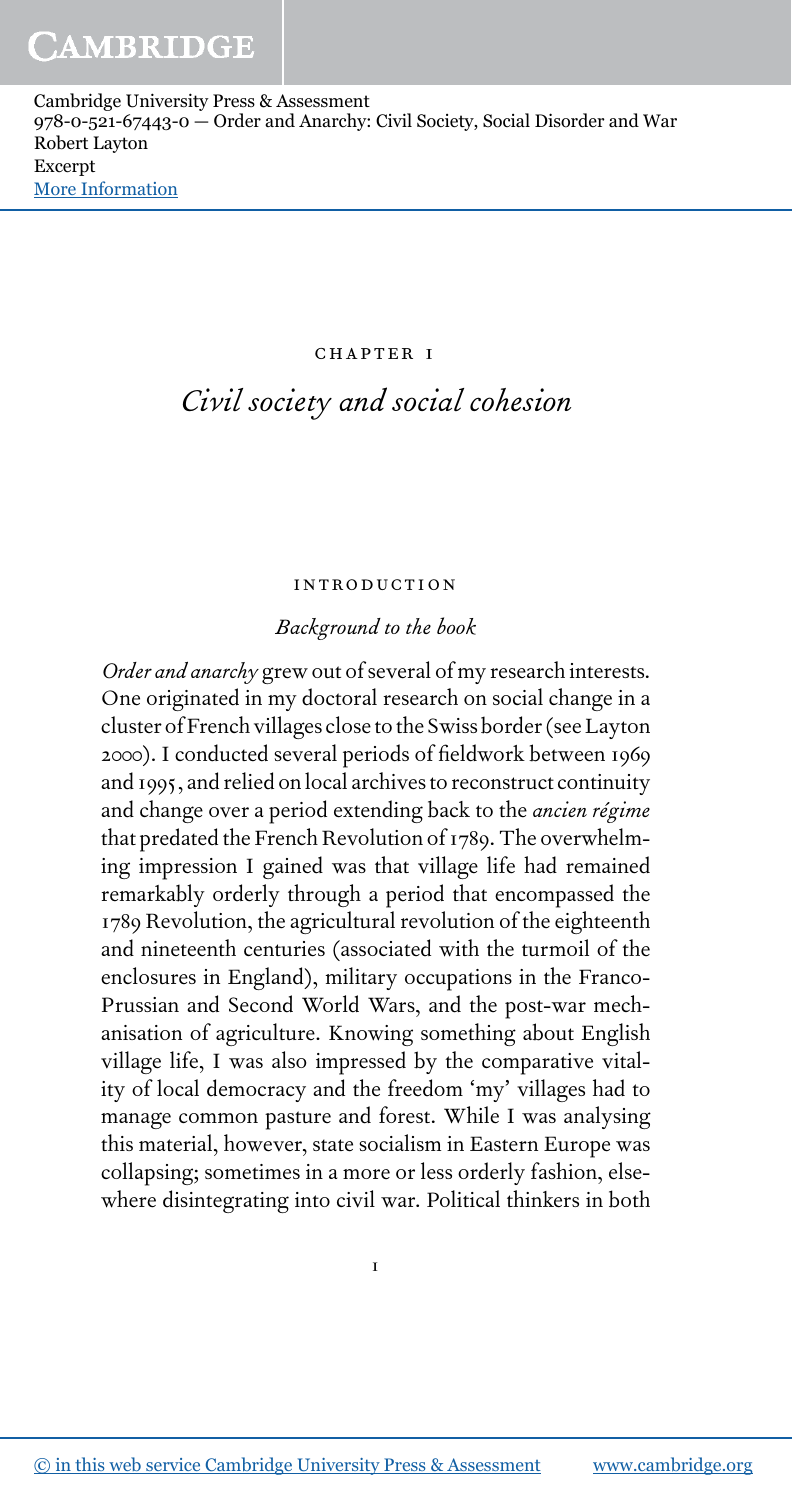# CHAPTER 1

## *Civil society and social cohesion*

### INTRODUCTION

#### *Background to the book*

*Order and anarchy* grew out of several of my research interests. One originated in my doctoral research on social change in a cluster of French villages close to the Swiss border (see Layton 2000). I conducted several periods of fieldwork between 1969 and 1995, and relied on local archives to reconstruct continuity and change over a period extending back to the *ancien régime* that predated the French Revolution of 1789. The overwhelming impression I gained was that village life had remained remarkably orderly through a period that encompassed the 1789 Revolution, the agricultural revolution of the eighteenth and nineteenth centuries (associated with the turmoil of the enclosures in England), military occupations in the Franco-Prussian and Second World Wars, and the post-war mechanisation of agriculture. Knowing something about English village life, I was also impressed by the comparative vitality of local democracy and the freedom 'my' villages had to manage common pasture and forest. While I was analysing this material, however, state socialism in Eastern Europe was collapsing; sometimes in a more or less orderly fashion, elsewhere disintegrating into civil war. Political thinkers in both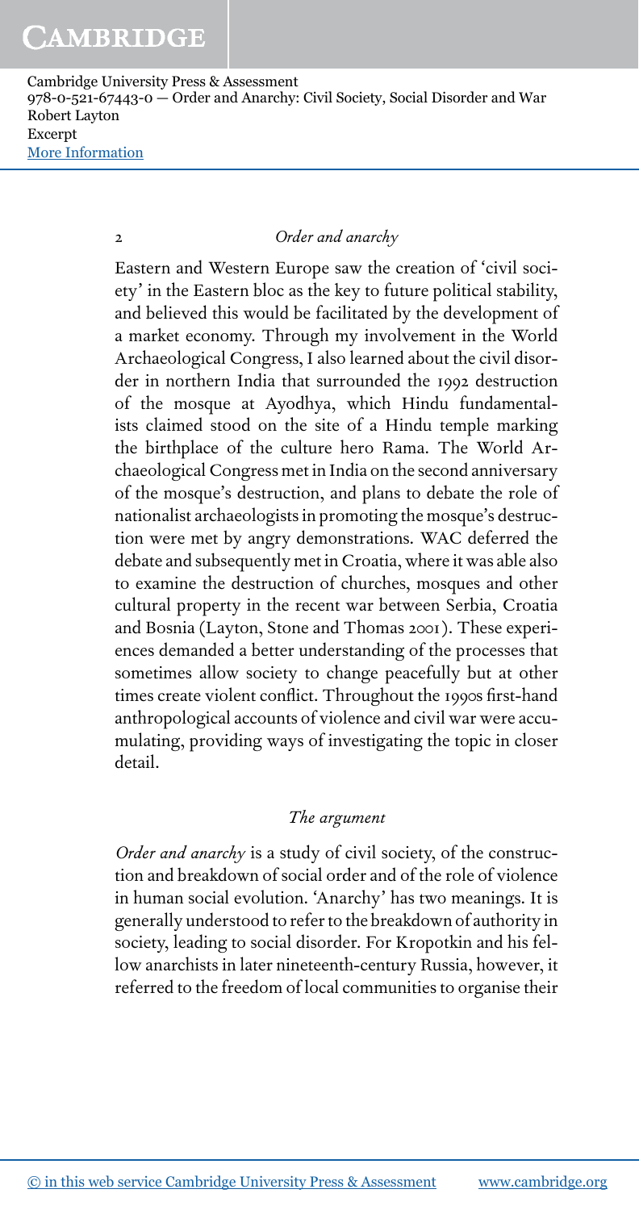Eastern and Western Europe saw the creation of 'civil society' in the Eastern bloc as the key to future political stability, and believed this would be facilitated by the development of a market economy. Through my involvement in the World Archaeological Congress, I also learned about the civil disorder in northern India that surrounded the 1992 destruction of the mosque at Ayodhya, which Hindu fundamentalists claimed stood on the site of a Hindu temple marking the birthplace of the culture hero Rama. The World Archaeological Congress met in India on the second anniversary of the mosque's destruction, and plans to debate the role of nationalist archaeologists in promoting the mosque's destruction were met by angry demonstrations. WAC deferred the debate and subsequently met in Croatia, where it was able also to examine the destruction of churches, mosques and other cultural property in the recent war between Serbia, Croatia and Bosnia (Layton, Stone and Thomas 2001). These experiences demanded a better understanding of the processes that sometimes allow society to change peacefully but at other times create violent conflict. Throughout the 1990s first-hand anthropological accounts of violence and civil war were accumulating, providing ways of investigating the topic in closer detail.

## *The argument*

*Order and anarchy* is a study of civil society, of the construction and breakdown of social order and of the role of violence in human social evolution. 'Anarchy' has two meanings. It is generally understood to refer to the breakdown of authority in society, leading to social disorder. For Kropotkin and his fellow anarchists in later nineteenth-century Russia, however, it referred to the freedom of local communities to organise their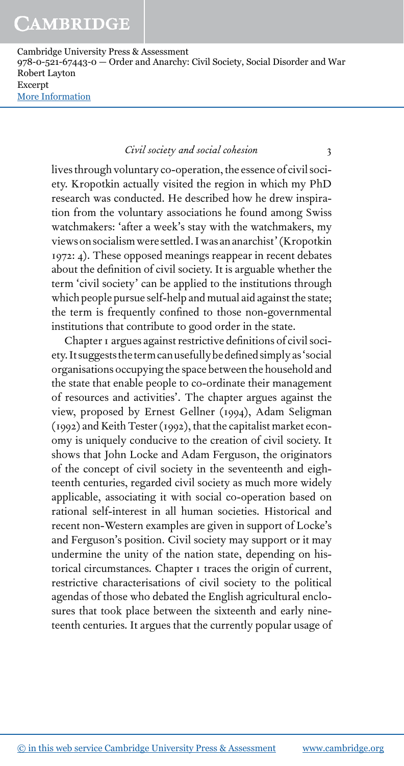lives through voluntary co-operation, the essence of civil society. Kropotkin actually visited the region in which my PhD research was conducted. He described how he drew inspiration from the voluntary associations he found among Swiss watchmakers: 'after a week's stay with the watchmakers, my views on socialism were settled. I was an anarchist' (Kropotkin 1972: 4). These opposed meanings reappear in recent debates about the definition of civil society. It is arguable whether the term 'civil society' can be applied to the institutions through which people pursue self-help and mutual aid against the state; the term is frequently confined to those non-governmental institutions that contribute to good order in the state.

Chapter 1 argues against restrictive definitions of civil society. It suggests the term can usefully be defined simply as 'social organisations occupying the space between the household and the state that enable people to co-ordinate their management of resources and activities'. The chapter argues against the view, proposed by Ernest Gellner (1994), Adam Seligman (1992) and Keith Tester (1992), that the capitalist market economy is uniquely conducive to the creation of civil society. It shows that John Locke and Adam Ferguson, the originators of the concept of civil society in the seventeenth and eighteenth centuries, regarded civil society as much more widely applicable, associating it with social co-operation based on rational self-interest in all human societies. Historical and recent non-Western examples are given in support of Locke's and Ferguson's position. Civil society may support or it may undermine the unity of the nation state, depending on historical circumstances. Chapter 1 traces the origin of current, restrictive characterisations of civil society to the political agendas of those who debated the English agricultural enclosures that took place between the sixteenth and early nineteenth centuries. It argues that the currently popular usage of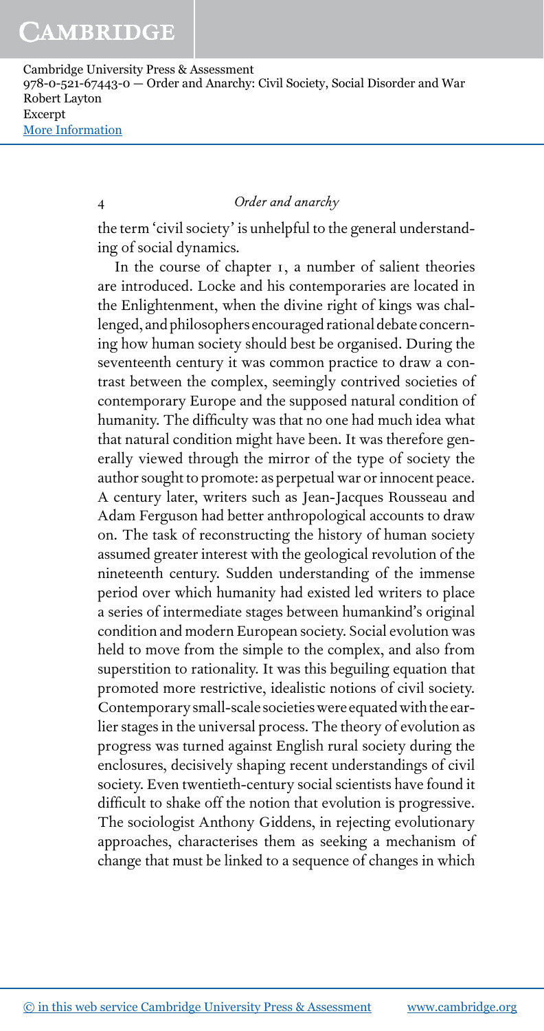the term 'civil society' is unhelpful to the general understanding of social dynamics.

In the course of chapter 1, a number of salient theories are introduced. Locke and his contemporaries are located in the Enlightenment, when the divine right of kings was challenged, and philosophers encouraged rational debate concerning how human society should best be organised. During the seventeenth century it was common practice to draw a contrast between the complex, seemingly contrived societies of contemporary Europe and the supposed natural condition of humanity. The difficulty was that no one had much idea what that natural condition might have been. It was therefore generally viewed through the mirror of the type of society the author sought to promote: as perpetual war or innocent peace. A century later, writers such as Jean-Jacques Rousseau and Adam Ferguson had better anthropological accounts to draw on. The task of reconstructing the history of human society assumed greater interest with the geological revolution of the nineteenth century. Sudden understanding of the immense period over which humanity had existed led writers to place a series of intermediate stages between humankind's original condition and modern European society. Social evolution was held to move from the simple to the complex, and also from superstition to rationality. It was this beguiling equation that promoted more restrictive, idealistic notions of civil society. Contemporary small-scale societies were equated with the earlier stages in the universal process. The theory of evolution as progress was turned against English rural society during the enclosures, decisively shaping recent understandings of civil society. Even twentieth-century social scientists have found it difficult to shake off the notion that evolution is progressive. The sociologist Anthony Giddens, in rejecting evolutionary approaches, characterises them as seeking a mechanism of change that must be linked to a sequence of changes in which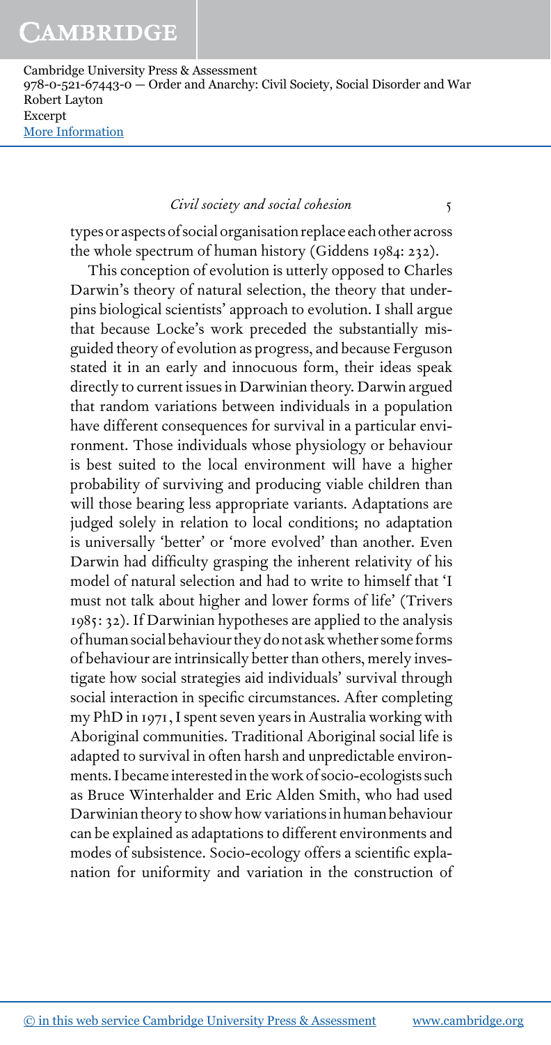types or aspects of social organisation replace each other across the whole spectrum of human history (Giddens 1984: 232).

This conception of evolution is utterly opposed to Charles Darwin's theory of natural selection, the theory that underpins biological scientists' approach to evolution. I shall argue that because Locke's work preceded the substantially misguided theory of evolution as progress, and because Ferguson stated it in an early and innocuous form, their ideas speak directly to current issues in Darwinian theory. Darwin argued that random variations between individuals in a population have different consequences for survival in a particular environment. Those individuals whose physiology or behaviour is best suited to the local environment will have a higher probability of surviving and producing viable children than will those bearing less appropriate variants. Adaptations are judged solely in relation to local conditions; no adaptation is universally 'better' or 'more evolved' than another. Even Darwin had difficulty grasping the inherent relativity of his model of natural selection and had to write to himself that 'I must not talk about higher and lower forms of life' (Trivers 1985: 32). If Darwinian hypotheses are applied to the analysis of human social behaviour they do not ask whether some forms of behaviour are intrinsically better than others, merely investigate how social strategies aid individuals' survival through social interaction in specific circumstances. After completing my PhD in 1971, I spent seven years in Australia working with Aboriginal communities. Traditional Aboriginal social life is adapted to survival in often harsh and unpredictable environments. I became interested in the work of socio-ecologists such as Bruce Winterhalder and Eric Alden Smith, who had used Darwinian theory to show how variations in human behaviour can be explained as adaptations to different environments and modes of subsistence. Socio-ecology offers a scientific explanation for uniformity and variation in the construction of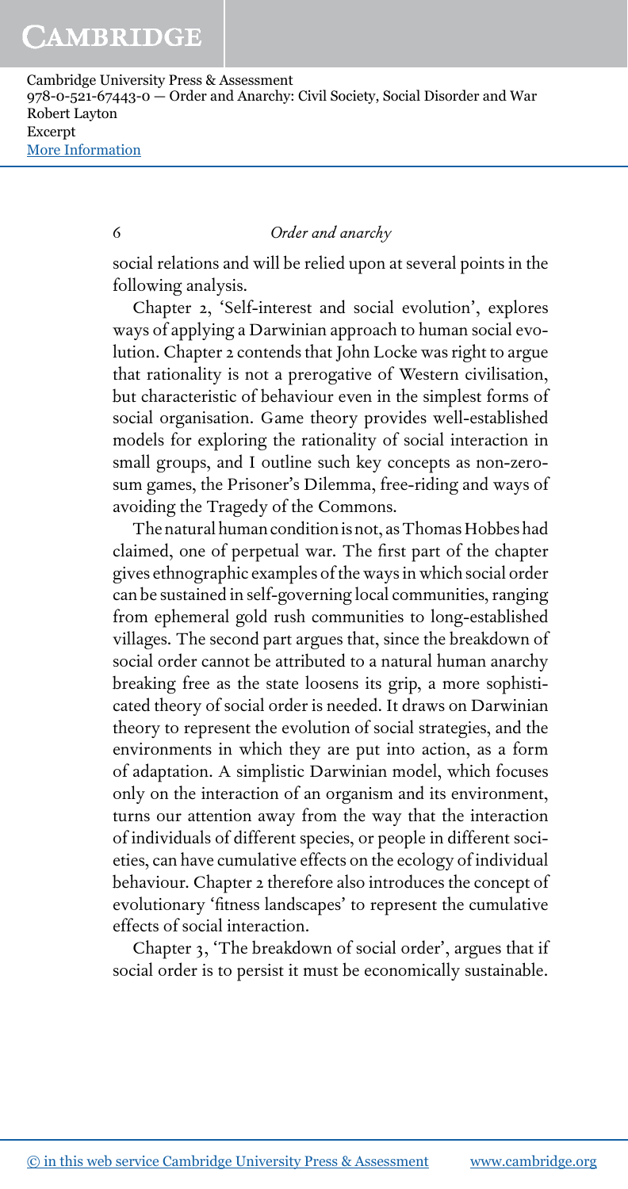social relations and will be relied upon at several points in the following analysis.

Chapter 2, 'Self-interest and social evolution', explores ways of applying a Darwinian approach to human social evolution. Chapter 2 contends that John Locke was right to argue that rationality is not a prerogative of Western civilisation, but characteristic of behaviour even in the simplest forms of social organisation. Game theory provides well-established models for exploring the rationality of social interaction in small groups, and I outline such key concepts as non-zero-sum games, the Prisoner's Dilemma, free-riding and ways of avoiding the Tragedy of the Commons.

The natural human condition is not, as Thomas Hobbes had claimed, one of perpetual war. The first part of the chapter gives ethnographic examples of the ways in which social order can be sustained in self-governing local communities, ranging from ephemeral gold rush communities to long-established villages. The second part argues that, since the breakdown of social order cannot be attributed to a natural human anarchy breaking free as the state loosens its grip, a more sophisticated theory of social order is needed. It draws on Darwinian theory to represent the evolution of social strategies, and the environments in which they are put into action, as a form of adaptation. A simplistic Darwinian model, which focuses only on the interaction of an organism and its environment, turns our attention away from the way that the interaction of individuals of different species, or people in different societies, can have cumulative effects on the ecology of individual behaviour. Chapter 2 therefore also introduces the concept of evolutionary 'fitness landscapes' to represent the cumulative effects of social interaction.

Chapter 3, 'The breakdown of social order', argues that if social order is to persist it must be economically sustainable.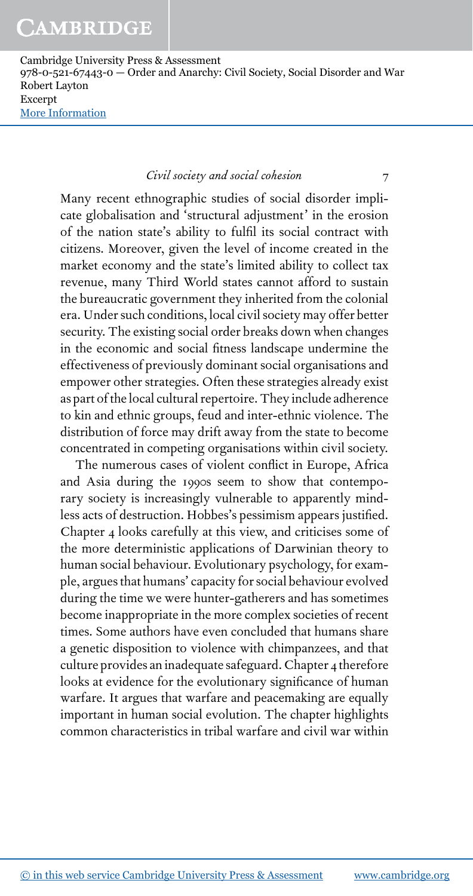Many recent ethnographic studies of social disorder implicate globalisation and 'structural adjustment' in the erosion of the nation state's ability to fulfil its social contract with citizens. Moreover, given the level of income created in the market economy and the state's limited ability to collect tax revenue, many Third World states cannot afford to sustain the bureaucratic government they inherited from the colonial era. Under such conditions, local civil society may offer better security. The existing social order breaks down when changes in the economic and social fitness landscape undermine the effectiveness of previously dominant social organisations and empower other strategies. Often these strategies already exist as part of the local cultural repertoire. They include adherence to kin and ethnic groups, feud and inter-ethnic violence. The distribution of force may drift away from the state to become concentrated in competing organisations within civil society.

The numerous cases of violent conflict in Europe, Africa and Asia during the 1990s seem to show that contemporary society is increasingly vulnerable to apparently mindless acts of destruction. Hobbes's pessimism appears justified. Chapter 4 looks carefully at this view, and criticises some of the more deterministic applications of Darwinian theory to human social behaviour. Evolutionary psychology, for example, argues that humans' capacity for social behaviour evolved during the time we were hunter-gatherers and has sometimes become inappropriate in the more complex societies of recent times. Some authors have even concluded that humans share a genetic disposition to violence with chimpanzees, and that culture provides an inadequate safeguard. Chapter 4 therefore looks at evidence for the evolutionary significance of human warfare. It argues that warfare and peacemaking are equally important in human social evolution. The chapter highlights common characteristics in tribal warfare and civil war within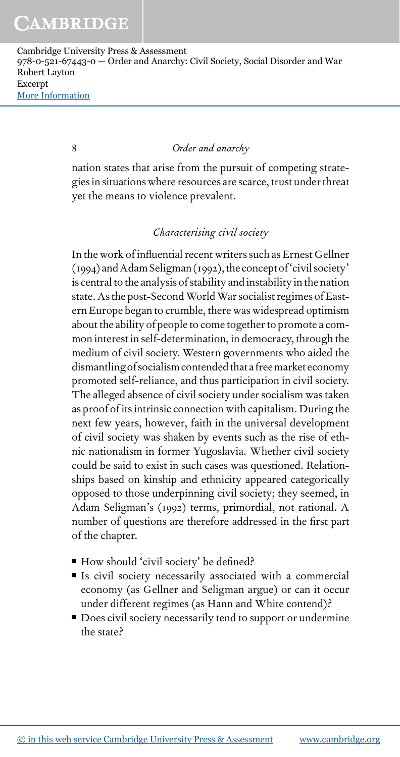nation states that arise from the pursuit of competing strategies in situations where resources are scarce, trust under threat yet the means to violence prevalent.

## *Characterising civil society*

In the work of influential recent writers such as Ernest Gellner (1994) and Adam Seligman (1992), the concept of 'civil society' is central to the analysis of stability and instability in the nation state. As the post-Second World War socialist regimes of Eastern Europe began to crumble, there was widespread optimism about the ability of people to come together to promote a common interest in self-determination, in democracy, through the medium of civil society. Western governments who aided the dismantling of socialism contended that a free market economy promoted self-reliance, and thus participation in civil society. The alleged absence of civil society under socialism was taken as proof of its intrinsic connection with capitalism. During the next few years, however, faith in the universal development of civil society was shaken by events such as the rise of ethnic nationalism in former Yugoslavia. Whether civil society could be said to exist in such cases was questioned. Relationships based on kinship and ethnicity appeared categorically opposed to those underpinning civil society; they seemed, in Adam Seligman's (1992) terms, primordial, not rational. A number of questions are therefore addressed in the first part of the chapter.

- How should 'civil society' be defined?
- Is civil society necessarily associated with a commercial economy (as Gellner and Seligman argue) or can it occur under different regimes (as Hann and White contend)?
- Does civil society necessarily tend to support or undermine the state?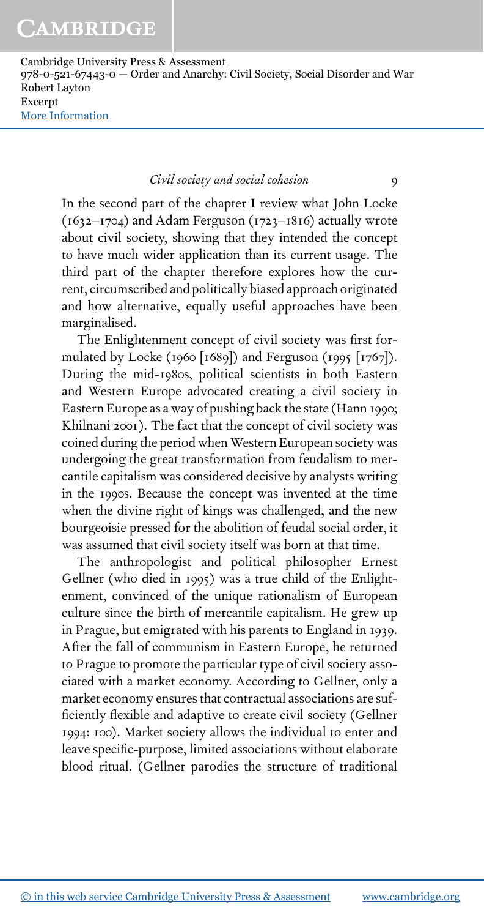In the second part of the chapter I review what John Locke (1632–1704) and Adam Ferguson (1723–1816) actually wrote about civil society, showing that they intended the concept to have much wider application than its current usage. The third part of the chapter therefore explores how the current, circumscribed and politically biased approach originated and how alternative, equally useful approaches have been marginalised.

The Enlightenment concept of civil society was first formulated by Locke (1960 [1689]) and Ferguson (1995 [1767]). During the mid-1980s, political scientists in both Eastern and Western Europe advocated creating a civil society in Eastern Europe as a way of pushing back the state (Hann 1990; Khilnani 2001). The fact that the concept of civil society was coined during the period when Western European society was undergoing the great transformation from feudalism to mercantile capitalism was considered decisive by analysts writing in the 1990s. Because the concept was invented at the time when the divine right of kings was challenged, and the new bourgeoisie pressed for the abolition of feudal social order, it was assumed that civil society itself was born at that time.

The anthropologist and political philosopher Ernest Gellner (who died in 1995) was a true child of the Enlightenment, convinced of the unique rationalism of European culture since the birth of mercantile capitalism. He grew up in Prague, but emigrated with his parents to England in 1939. After the fall of communism in Eastern Europe, he returned to Prague to promote the particular type of civil society associated with a market economy. According to Gellner, only a market economy ensures that contractual associations are sufficiently flexible and adaptive to create civil society (Gellner 1994: 100). Market society allows the individual to enter and leave specific-purpose, limited associations without elaborate blood ritual. (Gellner parodies the structure of traditional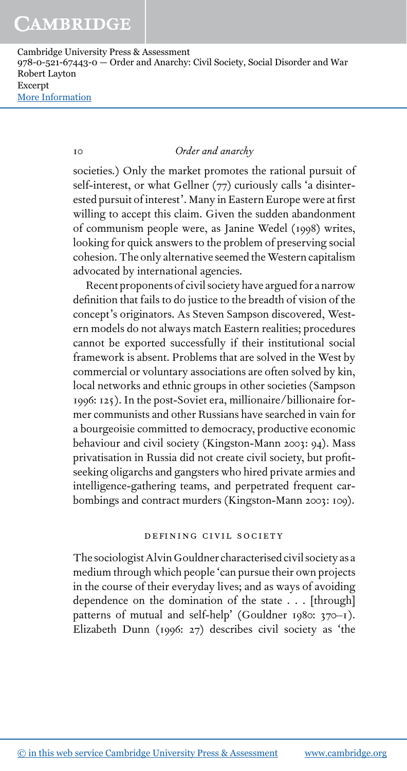societies.) Only the market promotes the rational pursuit of self-interest, or what Gellner (77) curiously calls 'a disinterested pursuit of interest'. Many in Eastern Europe were at first willing to accept this claim. Given the sudden abandonment of communism people were, as Janine Wedel (1998) writes, looking for quick answers to the problem of preserving social cohesion. The only alternative seemed the Western capitalism advocated by international agencies.

Recent proponents of civil society have argued for a narrow definition that fails to do justice to the breadth of vision of the concept's originators. As Steven Sampson discovered, Western models do not always match Eastern realities; procedures cannot be exported successfully if their institutional social framework is absent. Problems that are solved in the West by commercial or voluntary associations are often solved by kin, local networks and ethnic groups in other societies (Sampson 1996: 125). In the post-Soviet era, millionaire/billionaire former communists and other Russians have searched in vain for a bourgeoisie committed to democracy, productive economic behaviour and civil society (Kingston-Mann 2003: 94). Mass privatisation in Russia did not create civil society, but profit-seeking oligarchs and gangsters who hired private armies and intelligence-gathering teams, and perpetrated frequent car-bombings and contract murders (Kingston-Mann 2003: 109).

## DEFINING CIVIL SOCIETY

The sociologist Alvin Gouldner characterised civil society as a medium through which people 'can pursue their own projects in the course of their everyday lives; and as ways of avoiding dependence on the domination of the state . . . [through] patterns of mutual and self-help' (Gouldner 1980: 370–1). Elizabeth Dunn (1996: 27) describes civil society as 'the